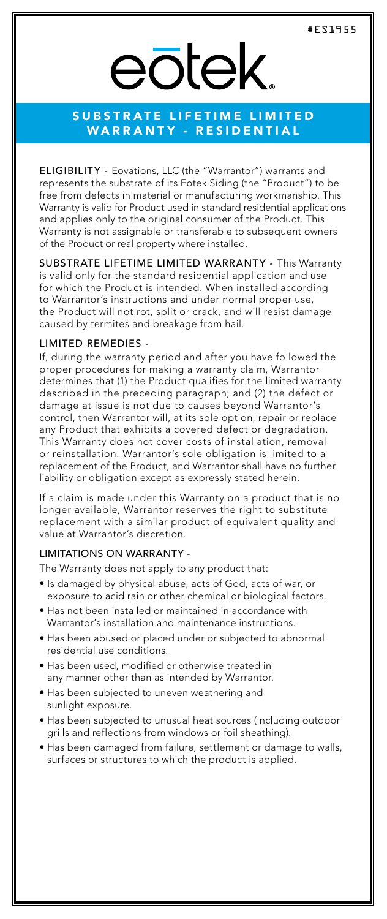#ES1955

# eōtek

## SUBSTRATE LIFETIME LIMITED WARRANTY - RESIDENTIAL

**ELIGIBILITY -** Eovations, LLC (the "Warrantor") warrants and represents the substrate of its Eotek Siding (the "Product") to be free from defects in material or manufacturing workmanship. This Warranty is valid for Product used in standard residential applications and applies only to the original consumer of the Product. This Warranty is not assignable or transferable to subsequent owners of the Product or real property where installed.

**SUBSTRATE LIFETIME LIMITED WARRANTY -** This Warranty is valid only for the standard residential application and use for which the Product is intended. When installed according to Warrantor's instructions and under normal proper use, the Product will not rot, split or crack, and will resist damage caused by termites and breakage from hail.

### LIMITED REMEDIES -

If, during the warranty period and after you have followed the proper procedures for making a warranty claim, Warrantor determines that (1) the Product qualifies for the limited warranty described in the preceding paragraph; and (2) the defect or damage at issue is not due to causes beyond Warrantor's control, then Warrantor will, at its sole option, repair or replace any Product that exhibits a covered defect or degradation. This Warranty does not cover costs of installation, removal or reinstallation. Warrantor's sole obligation is limited to a replacement of the Product, and Warrantor shall have no further liability or obligation except as expressly stated herein.

If a claim is made under this Warranty on a product that is no longer available, Warrantor reserves the right to substitute replacement with a similar product of equivalent quality and value at Warrantor's discretion.

### LIMITATIONS ON WARRANTY -

The Warranty does not apply to any product that:

- Is damaged by physical abuse, acts of God, acts of war, or exposure to acid rain or other chemical or biological factors.
- Has not been installed or maintained in accordance with Warrantor's installation and maintenance instructions.
- Has been abused or placed under or subjected to abnormal residential use conditions.
- Has been used, modified or otherwise treated in any manner other than as intended by Warrantor.
- Has been subjected to uneven weathering and sunlight exposure.
- Has been subjected to unusual heat sources (including outdoor grills and reflections from windows or foil sheathing).
- Has been damaged from failure, settlement or damage to walls, surfaces or structures to which the product is applied.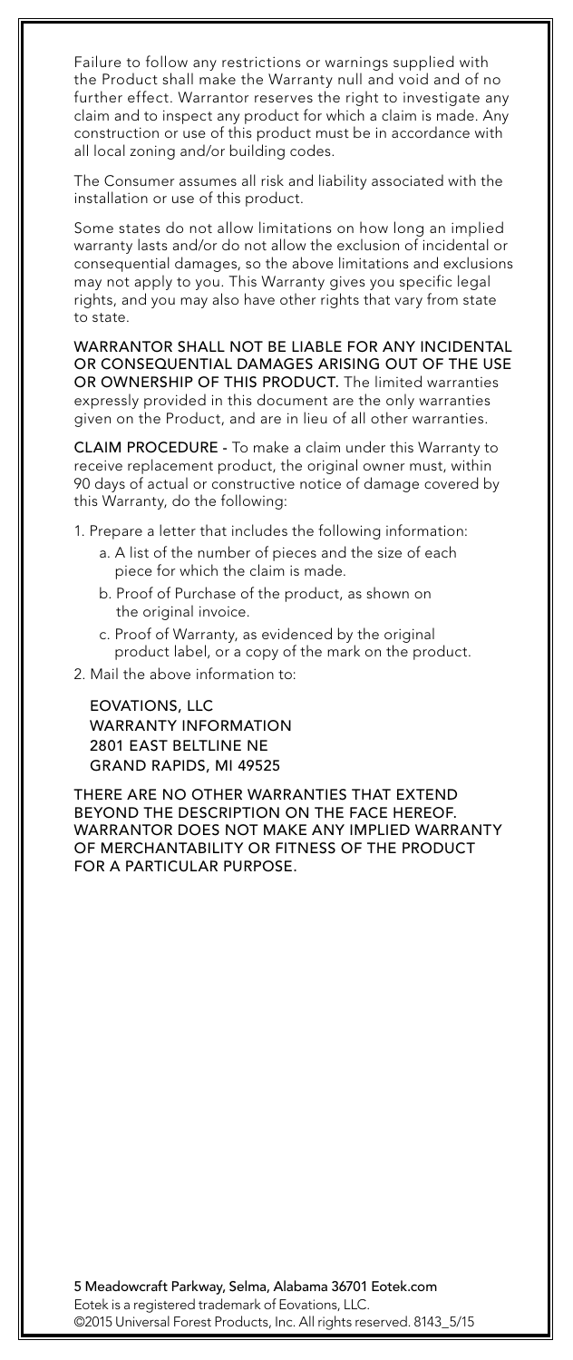Failure to follow any restrictions or warnings supplied with the Product shall make the Warranty null and void and of no further effect. Warrantor reserves the right to investigate any claim and to inspect any product for which a claim is made. Any construction or use of this product must be in accordance with all local zoning and/or building codes.

The Consumer assumes all risk and liability associated with the installation or use of this product.

Some states do not allow limitations on how long an implied warranty lasts and/or do not allow the exclusion of incidental or consequential damages, so the above limitations and exclusions may not apply to you. This Warranty gives you specific legal rights, and you may also have other rights that vary from state to state.

WARRANTOR SHALL NOT BE LIABLE FOR ANY INCIDENTAL OR CONSEQUENTIAL DAMAGES ARISING OUT OF THE USE OR OWNERSHIP OF THIS PRODUCT. The limited warranties expressly provided in this document are the only warranties given on the Product, and are in lieu of all other warranties.

CLAIM PROCEDURE - To make a claim under this Warranty to receive replacement product, the original owner must, within 90 days of actual or constructive notice of damage covered by this Warranty, do the following:

1. Prepare a letter that includes the following information:
   a. A list of the number of pieces and the size of each piece for which the claim is made.
   b. Proof of Purchase of the product, as shown on the original invoice.
   c. Proof of Warranty, as evidenced by the original product label, or a copy of the mark on the product.
2. Mail the above information to:

   EOVATIONS, LLC
   WARRANTY INFORMATION
   2801 EAST BELTLINE NE
   GRAND RAPIDS, MI 49525

THERE ARE NO OTHER WARRANTIES THAT EXTEND BEYOND THE DESCRIPTION ON THE FACE HEREOF. WARRANTOR DOES NOT MAKE ANY IMPLIED WARRANTY OF MERCHANTABILITY OR FITNESS OF THE PRODUCT FOR A PARTICULAR PURPOSE.

**5 Meadowcraft Parkway, Selma, Alabama 36701 Eotek.com**
Eotek is a registered trademark of Eovations, LLC.
©2015 Universal Forest Products, Inc. All rights reserved. 8143_5/15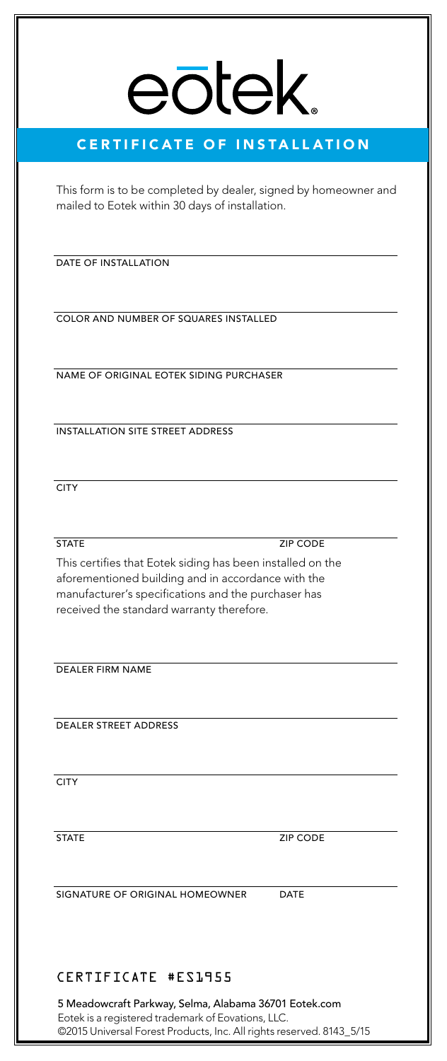# eōtek

## CERTIFICATE OF INSTALLATION

This form is to be completed by dealer, signed by homeowner and mailed to Eotek within 30 days of installation.

DATE OF INSTALLATION

COLOR AND NUMBER OF SQUARES INSTALLED

NAME OF ORIGINAL EOTEK SIDING PURCHASER

INSTALLATION SITE STREET ADDRESS

CITY

STATE ZIP CODE

This certifies that Eotek siding has been installed on the aforementioned building and in accordance with the manufacturer's specifications and the purchaser has received the standard warranty therefore.

DEALER FIRM NAME

DEALER STREET ADDRESS

CITY

STATE ZIP CODE

SIGNATURE OF ORIGINAL HOMEOWNER DATE

CERTIFICATE #ES1955

5 Meadowcraft Parkway, Selma, Alabama 36701 Eotek.com

Eotek is a registered trademark of Eovations, LLC.

©2015 Universal Forest Products, Inc. All rights reserved. 8143_5/15